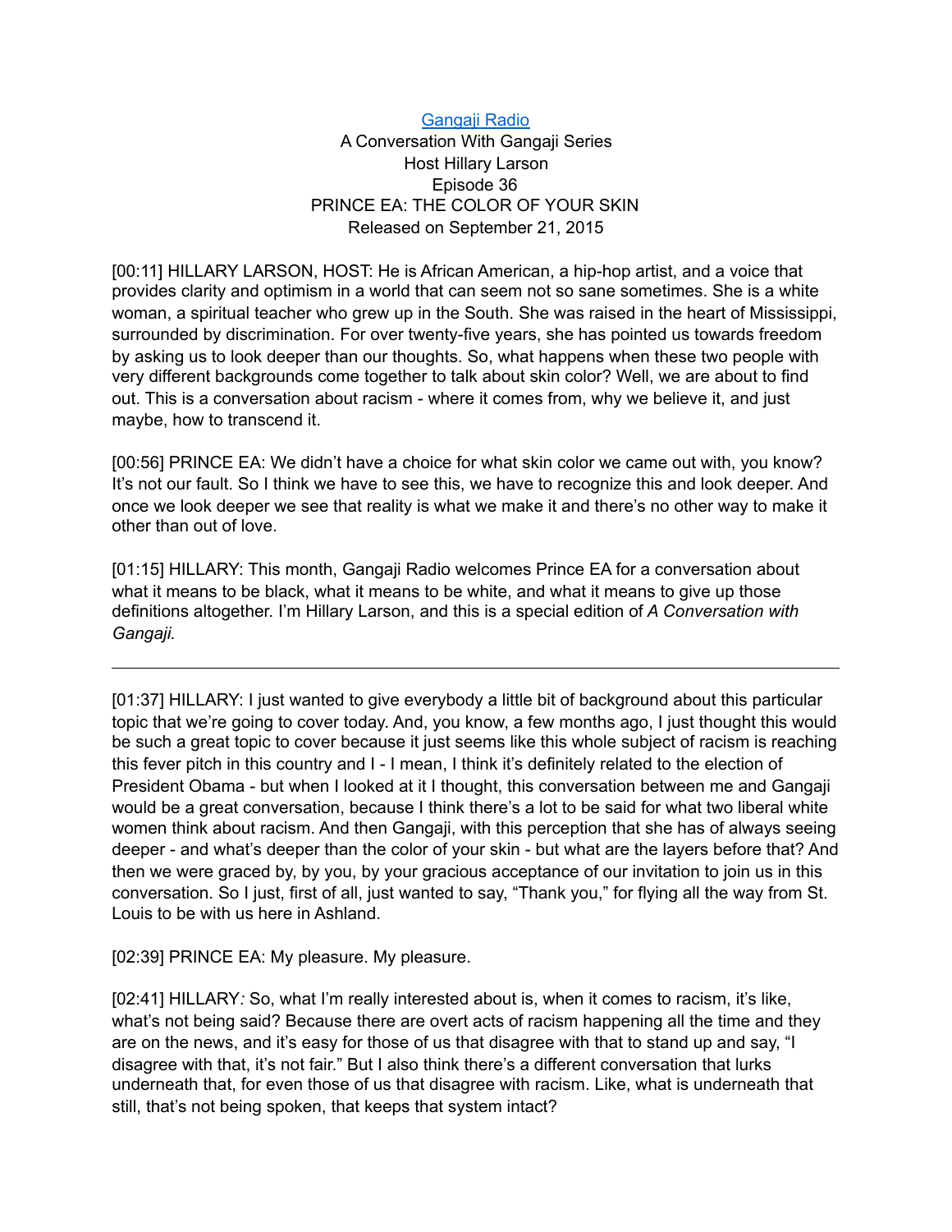[Gangaji Radio](#)
A Conversation With Gangaji Series
Host Hillary Larson
Episode 36
PRINCE EA: THE COLOR OF YOUR SKIN
Released on September 21, 2015

[00:11] HILLARY LARSON, HOST: He is African American, a hip-hop artist, and a voice that provides clarity and optimism in a world that can seem not so sane sometimes. She is a white woman, a spiritual teacher who grew up in the South. She was raised in the heart of Mississippi, surrounded by discrimination. For over twenty-five years, she has pointed us towards freedom by asking us to look deeper than our thoughts. So, what happens when these two people with very different backgrounds come together to talk about skin color? Well, we are about to find out. This is a conversation about racism - where it comes from, why we believe it, and just maybe, how to transcend it.

[00:56] PRINCE EA: We didn't have a choice for what skin color we came out with, you know? It's not our fault. So I think we have to see this, we have to recognize this and look deeper. And once we look deeper we see that reality is what we make it and there's no other way to make it other than out of love.

[01:15] HILLARY: This month, Gangaji Radio welcomes Prince EA for a conversation about what it means to be black, what it means to be white, and what it means to give up those definitions altogether. I'm Hillary Larson, and this is a special edition of *A Conversation with Gangaji.*

---

[01:37] HILLARY: I just wanted to give everybody a little bit of background about this particular topic that we're going to cover today. And, you know, a few months ago, I just thought this would be such a great topic to cover because it just seems like this whole subject of racism is reaching this fever pitch in this country and I - I mean, I think it's definitely related to the election of President Obama - but when I looked at it I thought, this conversation between me and Gangaji would be a great conversation, because I think there's a lot to be said for what two liberal white women think about racism. And then Gangaji, with this perception that she has of always seeing deeper - and what's deeper than the color of your skin - but what are the layers before that? And then we were graced by, by you, by your gracious acceptance of our invitation to join us in this conversation. So I just, first of all, just wanted to say, "Thank you," for flying all the way from St. Louis to be with us here in Ashland.

[02:39] PRINCE EA: My pleasure. My pleasure.

[02:41] HILLARY*:* So, what I'm really interested about is, when it comes to racism, it's like, what's not being said? Because there are overt acts of racism happening all the time and they are on the news, and it's easy for those of us that disagree with that to stand up and say, "I disagree with that, it's not fair." But I also think there's a different conversation that lurks underneath that, for even those of us that disagree with racism. Like, what is underneath that still, that's not being spoken, that keeps that system intact?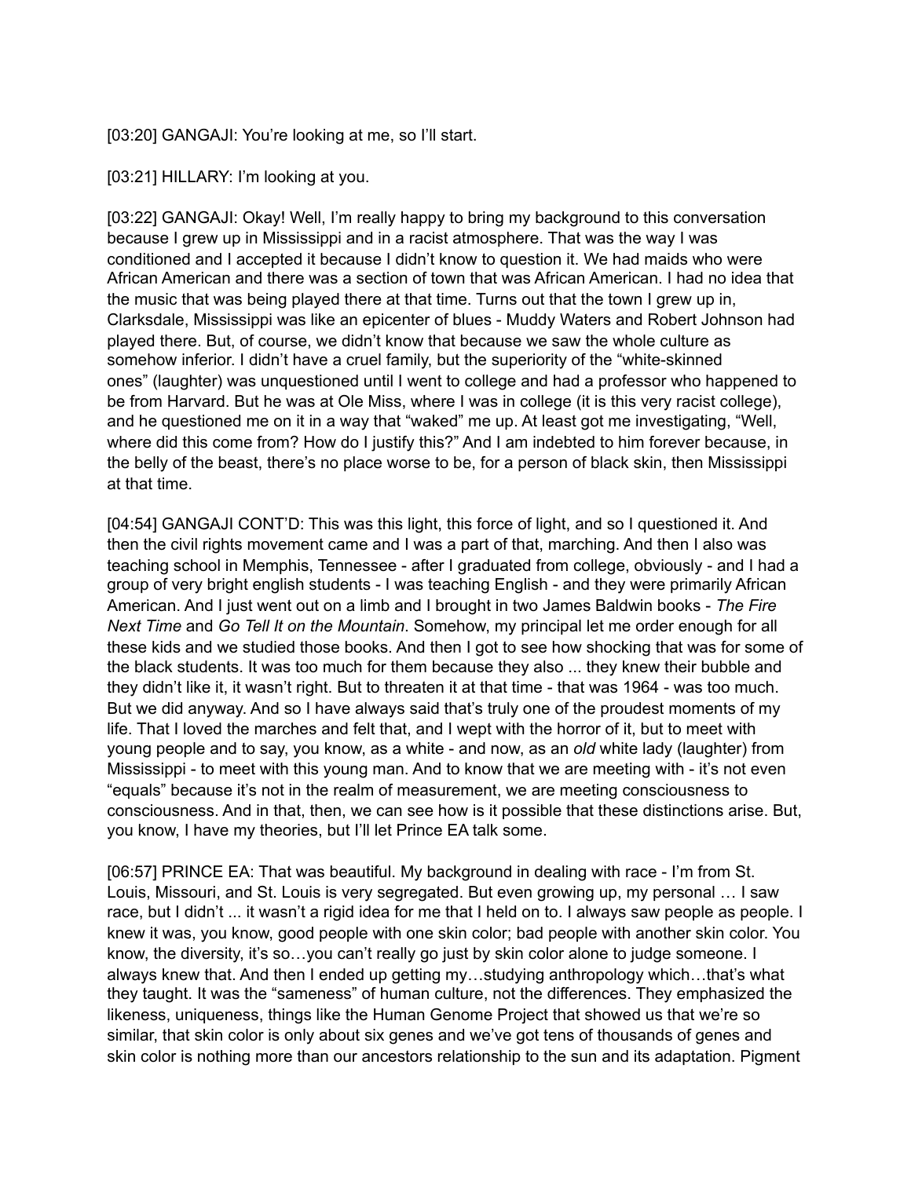[03:20] GANGAJI: You're looking at me, so I'll start.

[03:21] HILLARY: I'm looking at you.

[03:22] GANGAJI: Okay! Well, I'm really happy to bring my background to this conversation because I grew up in Mississippi and in a racist atmosphere. That was the way I was conditioned and I accepted it because I didn't know to question it. We had maids who were African American and there was a section of town that was African American. I had no idea that the music that was being played there at that time. Turns out that the town I grew up in, Clarksdale, Mississippi was like an epicenter of blues - Muddy Waters and Robert Johnson had played there. But, of course, we didn't know that because we saw the whole culture as somehow inferior. I didn't have a cruel family, but the superiority of the "white-skinned ones" (laughter) was unquestioned until I went to college and had a professor who happened to be from Harvard. But he was at Ole Miss, where I was in college (it is this very racist college), and he questioned me on it in a way that "waked" me up. At least got me investigating, "Well, where did this come from? How do I justify this?" And I am indebted to him forever because, in the belly of the beast, there's no place worse to be, for a person of black skin, then Mississippi at that time.

[04:54] GANGAJI CONT'D: This was this light, this force of light, and so I questioned it. And then the civil rights movement came and I was a part of that, marching. And then I also was teaching school in Memphis, Tennessee - after I graduated from college, obviously - and I had a group of very bright english students - I was teaching English - and they were primarily African American. And I just went out on a limb and I brought in two James Baldwin books - *The Fire Next Time* and *Go Tell It on the Mountain*. Somehow, my principal let me order enough for all these kids and we studied those books. And then I got to see how shocking that was for some of the black students. It was too much for them because they also ... they knew their bubble and they didn't like it, it wasn't right. But to threaten it at that time - that was 1964 - was too much. But we did anyway. And so I have always said that's truly one of the proudest moments of my life. That I loved the marches and felt that, and I wept with the horror of it, but to meet with young people and to say, you know, as a white - and now, as an *old* white lady (laughter) from Mississippi - to meet with this young man. And to know that we are meeting with - it's not even "equals" because it's not in the realm of measurement, we are meeting consciousness to consciousness. And in that, then, we can see how is it possible that these distinctions arise. But, you know, I have my theories, but I'll let Prince EA talk some.

[06:57] PRINCE EA: That was beautiful. My background in dealing with race - I'm from St. Louis, Missouri, and St. Louis is very segregated. But even growing up, my personal … I saw race, but I didn't ... it wasn't a rigid idea for me that I held on to. I always saw people as people. I knew it was, you know, good people with one skin color; bad people with another skin color. You know, the diversity, it's so…you can't really go just by skin color alone to judge someone. I always knew that. And then I ended up getting my…studying anthropology which…that's what they taught. It was the "sameness" of human culture, not the differences. They emphasized the likeness, uniqueness, things like the Human Genome Project that showed us that we're so similar, that skin color is only about six genes and we've got tens of thousands of genes and skin color is nothing more than our ancestors relationship to the sun and its adaptation. Pigment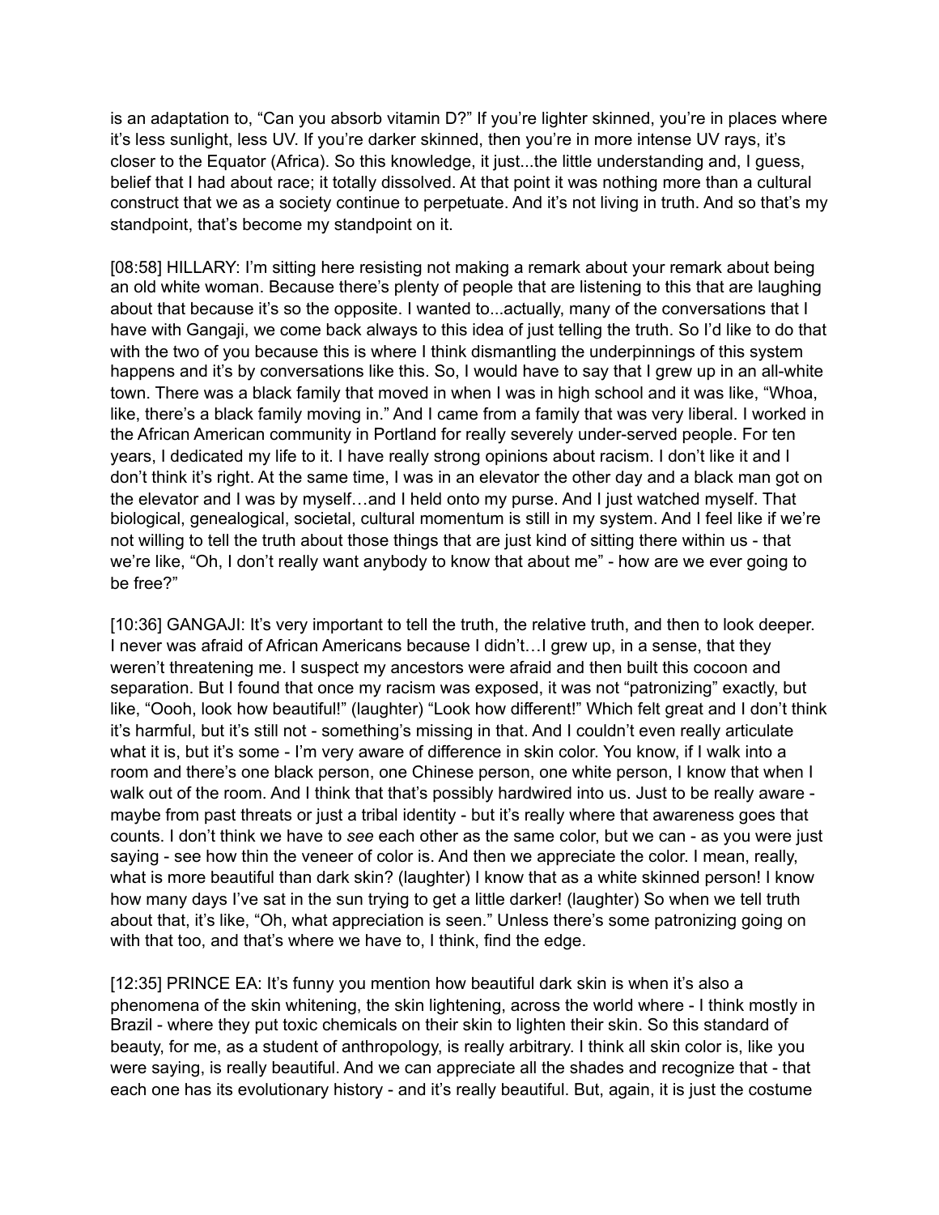is an adaptation to, "Can you absorb vitamin D?" If you're lighter skinned, you're in places where it's less sunlight, less UV. If you're darker skinned, then you're in more intense UV rays, it's closer to the Equator (Africa). So this knowledge, it just...the little understanding and, I guess, belief that I had about race; it totally dissolved. At that point it was nothing more than a cultural construct that we as a society continue to perpetuate. And it's not living in truth. And so that's my standpoint, that's become my standpoint on it.

[08:58] HILLARY: I'm sitting here resisting not making a remark about your remark about being an old white woman. Because there's plenty of people that are listening to this that are laughing about that because it's so the opposite. I wanted to...actually, many of the conversations that I have with Gangaji, we come back always to this idea of just telling the truth. So I'd like to do that with the two of you because this is where I think dismantling the underpinnings of this system happens and it's by conversations like this. So, I would have to say that I grew up in an all-white town. There was a black family that moved in when I was in high school and it was like, "Whoa, like, there's a black family moving in." And I came from a family that was very liberal. I worked in the African American community in Portland for really severely under-served people. For ten years, I dedicated my life to it. I have really strong opinions about racism. I don't like it and I don't think it's right. At the same time, I was in an elevator the other day and a black man got on the elevator and I was by myself…and I held onto my purse. And I just watched myself. That biological, genealogical, societal, cultural momentum is still in my system. And I feel like if we're not willing to tell the truth about those things that are just kind of sitting there within us - that we're like, "Oh, I don't really want anybody to know that about me" - how are we ever going to be free?"

[10:36] GANGAJI: It's very important to tell the truth, the relative truth, and then to look deeper. I never was afraid of African Americans because I didn't…I grew up, in a sense, that they weren't threatening me. I suspect my ancestors were afraid and then built this cocoon and separation. But I found that once my racism was exposed, it was not "patronizing" exactly, but like, "Oooh, look how beautiful!" (laughter) "Look how different!" Which felt great and I don't think it's harmful, but it's still not - something's missing in that. And I couldn't even really articulate what it is, but it's some - I'm very aware of difference in skin color. You know, if I walk into a room and there's one black person, one Chinese person, one white person, I know that when I walk out of the room. And I think that that's possibly hardwired into us. Just to be really aware - maybe from past threats or just a tribal identity - but it's really where that awareness goes that counts. I don't think we have to *see* each other as the same color, but we can - as you were just saying - see how thin the veneer of color is. And then we appreciate the color. I mean, really, what is more beautiful than dark skin? (laughter) I know that as a white skinned person! I know how many days I've sat in the sun trying to get a little darker! (laughter) So when we tell truth about that, it's like, "Oh, what appreciation is seen." Unless there's some patronizing going on with that too, and that's where we have to, I think, find the edge.

[12:35] PRINCE EA: It's funny you mention how beautiful dark skin is when it's also a phenomena of the skin whitening, the skin lightening, across the world where - I think mostly in Brazil - where they put toxic chemicals on their skin to lighten their skin. So this standard of beauty, for me, as a student of anthropology, is really arbitrary. I think all skin color is, like you were saying, is really beautiful. And we can appreciate all the shades and recognize that - that each one has its evolutionary history - and it's really beautiful. But, again, it is just the costume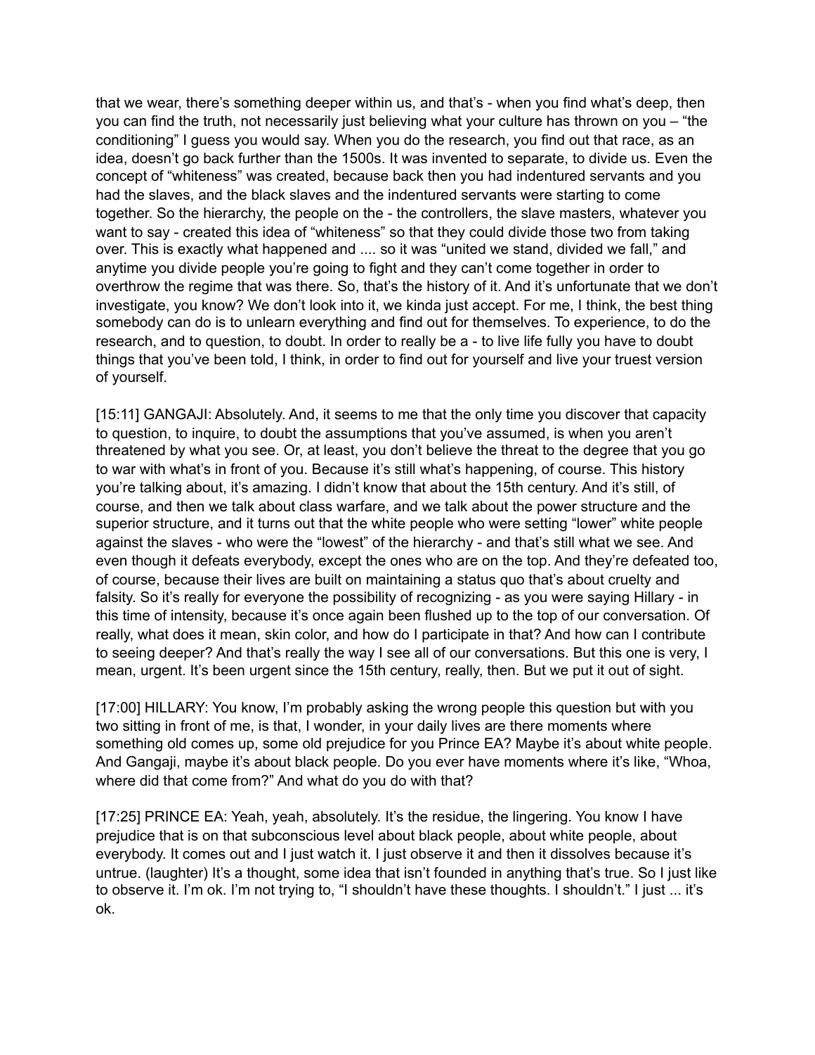that we wear, there's something deeper within us, and that's - when you find what's deep, then you can find the truth, not necessarily just believing what your culture has thrown on you – "the conditioning" I guess you would say. When you do the research, you find out that race, as an idea, doesn't go back further than the 1500s. It was invented to separate, to divide us. Even the concept of "whiteness" was created, because back then you had indentured servants and you had the slaves, and the black slaves and the indentured servants were starting to come together. So the hierarchy, the people on the - the controllers, the slave masters, whatever you want to say - created this idea of "whiteness" so that they could divide those two from taking over. This is exactly what happened and .... so it was "united we stand, divided we fall," and anytime you divide people you're going to fight and they can't come together in order to overthrow the regime that was there. So, that's the history of it. And it's unfortunate that we don't investigate, you know? We don't look into it, we kinda just accept. For me, I think, the best thing somebody can do is to unlearn everything and find out for themselves. To experience, to do the research, and to question, to doubt. In order to really be a - to live life fully you have to doubt things that you've been told, I think, in order to find out for yourself and live your truest version of yourself.

[15:11] GANGAJI: Absolutely. And, it seems to me that the only time you discover that capacity to question, to inquire, to doubt the assumptions that you've assumed, is when you aren't threatened by what you see. Or, at least, you don't believe the threat to the degree that you go to war with what's in front of you. Because it's still what's happening, of course. This history you're talking about, it's amazing. I didn't know that about the 15th century. And it's still, of course, and then we talk about class warfare, and we talk about the power structure and the superior structure, and it turns out that the white people who were setting "lower" white people against the slaves - who were the "lowest" of the hierarchy - and that's still what we see. And even though it defeats everybody, except the ones who are on the top. And they're defeated too, of course, because their lives are built on maintaining a status quo that's about cruelty and falsity. So it's really for everyone the possibility of recognizing - as you were saying Hillary - in this time of intensity, because it's once again been flushed up to the top of our conversation. Of really, what does it mean, skin color, and how do I participate in that? And how can I contribute to seeing deeper? And that's really the way I see all of our conversations. But this one is very, I mean, urgent. It's been urgent since the 15th century, really, then. But we put it out of sight.

[17:00] HILLARY: You know, I'm probably asking the wrong people this question but with you two sitting in front of me, is that, I wonder, in your daily lives are there moments where something old comes up, some old prejudice for you Prince EA? Maybe it's about white people. And Gangaji, maybe it's about black people. Do you ever have moments where it's like, "Whoa, where did that come from?" And what do you do with that?

[17:25] PRINCE EA: Yeah, yeah, absolutely. It's the residue, the lingering. You know I have prejudice that is on that subconscious level about black people, about white people, about everybody. It comes out and I just watch it. I just observe it and then it dissolves because it's untrue. (laughter) It's a thought, some idea that isn't founded in anything that's true. So I just like to observe it. I'm ok. I'm not trying to, "I shouldn't have these thoughts. I shouldn't." I just ... it's ok.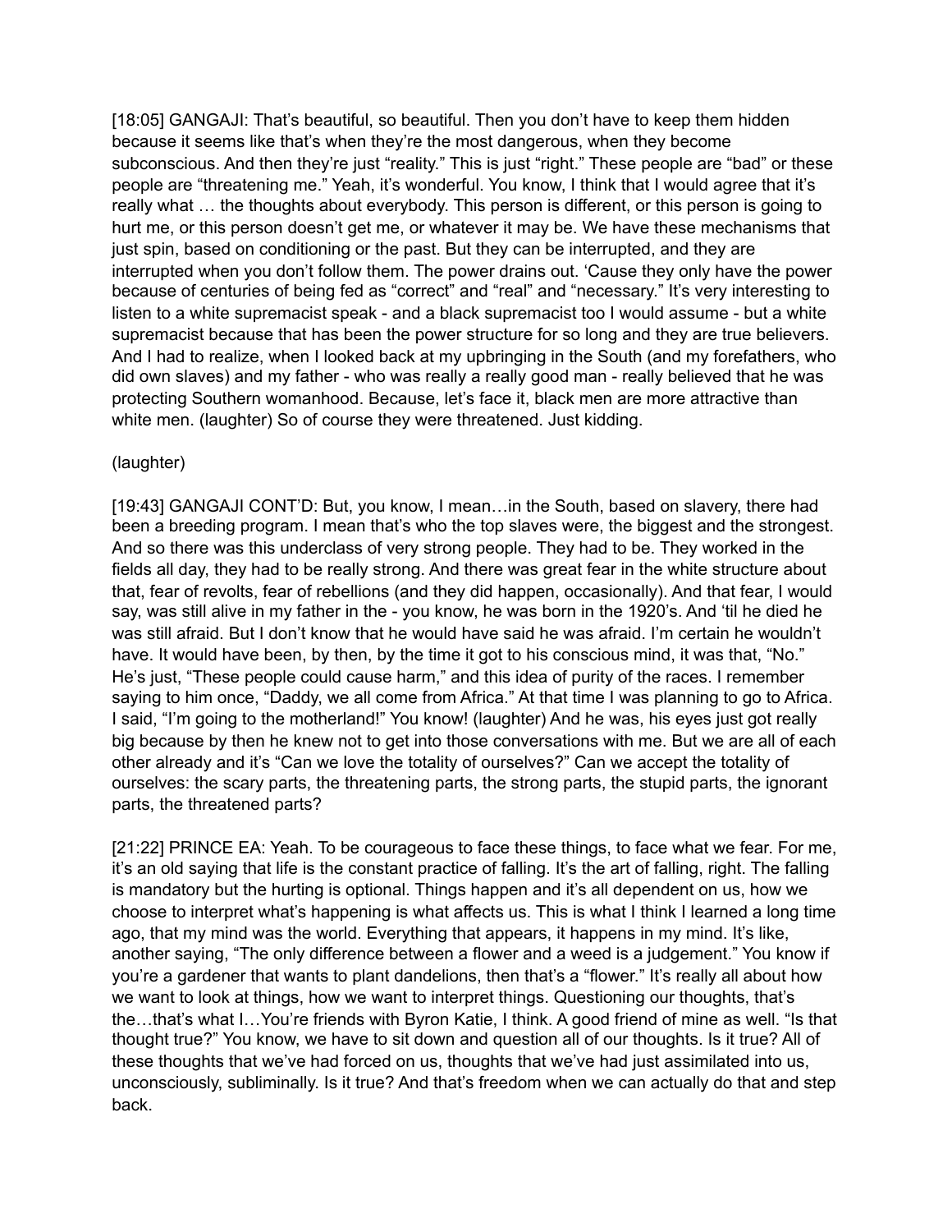[18:05] GANGAJI: That's beautiful, so beautiful. Then you don't have to keep them hidden because it seems like that's when they're the most dangerous, when they become subconscious. And then they're just "reality." This is just "right." These people are "bad" or these people are "threatening me." Yeah, it's wonderful. You know, I think that I would agree that it's really what … the thoughts about everybody. This person is different, or this person is going to hurt me, or this person doesn't get me, or whatever it may be. We have these mechanisms that just spin, based on conditioning or the past. But they can be interrupted, and they are interrupted when you don't follow them. The power drains out. 'Cause they only have the power because of centuries of being fed as "correct" and "real" and "necessary." It's very interesting to listen to a white supremacist speak - and a black supremacist too I would assume - but a white supremacist because that has been the power structure for so long and they are true believers. And I had to realize, when I looked back at my upbringing in the South (and my forefathers, who did own slaves) and my father - who was really a really good man - really believed that he was protecting Southern womanhood. Because, let's face it, black men are more attractive than white men. (laughter) So of course they were threatened. Just kidding.

(laughter)

[19:43] GANGAJI CONT'D: But, you know, I mean…in the South, based on slavery, there had been a breeding program. I mean that's who the top slaves were, the biggest and the strongest. And so there was this underclass of very strong people. They had to be. They worked in the fields all day, they had to be really strong. And there was great fear in the white structure about that, fear of revolts, fear of rebellions (and they did happen, occasionally). And that fear, I would say, was still alive in my father in the - you know, he was born in the 1920's. And 'til he died he was still afraid. But I don't know that he would have said he was afraid. I'm certain he wouldn't have. It would have been, by then, by the time it got to his conscious mind, it was that, "No." He's just, "These people could cause harm," and this idea of purity of the races. I remember saying to him once, "Daddy, we all come from Africa." At that time I was planning to go to Africa. I said, "I'm going to the motherland!" You know! (laughter) And he was, his eyes just got really big because by then he knew not to get into those conversations with me. But we are all of each other already and it's "Can we love the totality of ourselves?" Can we accept the totality of ourselves: the scary parts, the threatening parts, the strong parts, the stupid parts, the ignorant parts, the threatened parts?

[21:22] PRINCE EA: Yeah. To be courageous to face these things, to face what we fear. For me, it's an old saying that life is the constant practice of falling. It's the art of falling, right. The falling is mandatory but the hurting is optional. Things happen and it's all dependent on us, how we choose to interpret what's happening is what affects us. This is what I think I learned a long time ago, that my mind was the world. Everything that appears, it happens in my mind. It's like, another saying, "The only difference between a flower and a weed is a judgement." You know if you're a gardener that wants to plant dandelions, then that's a "flower." It's really all about how we want to look at things, how we want to interpret things. Questioning our thoughts, that's the…that's what I…You're friends with Byron Katie, I think. A good friend of mine as well. "Is that thought true?" You know, we have to sit down and question all of our thoughts. Is it true? All of these thoughts that we've had forced on us, thoughts that we've had just assimilated into us, unconsciously, subliminally. Is it true? And that's freedom when we can actually do that and step back.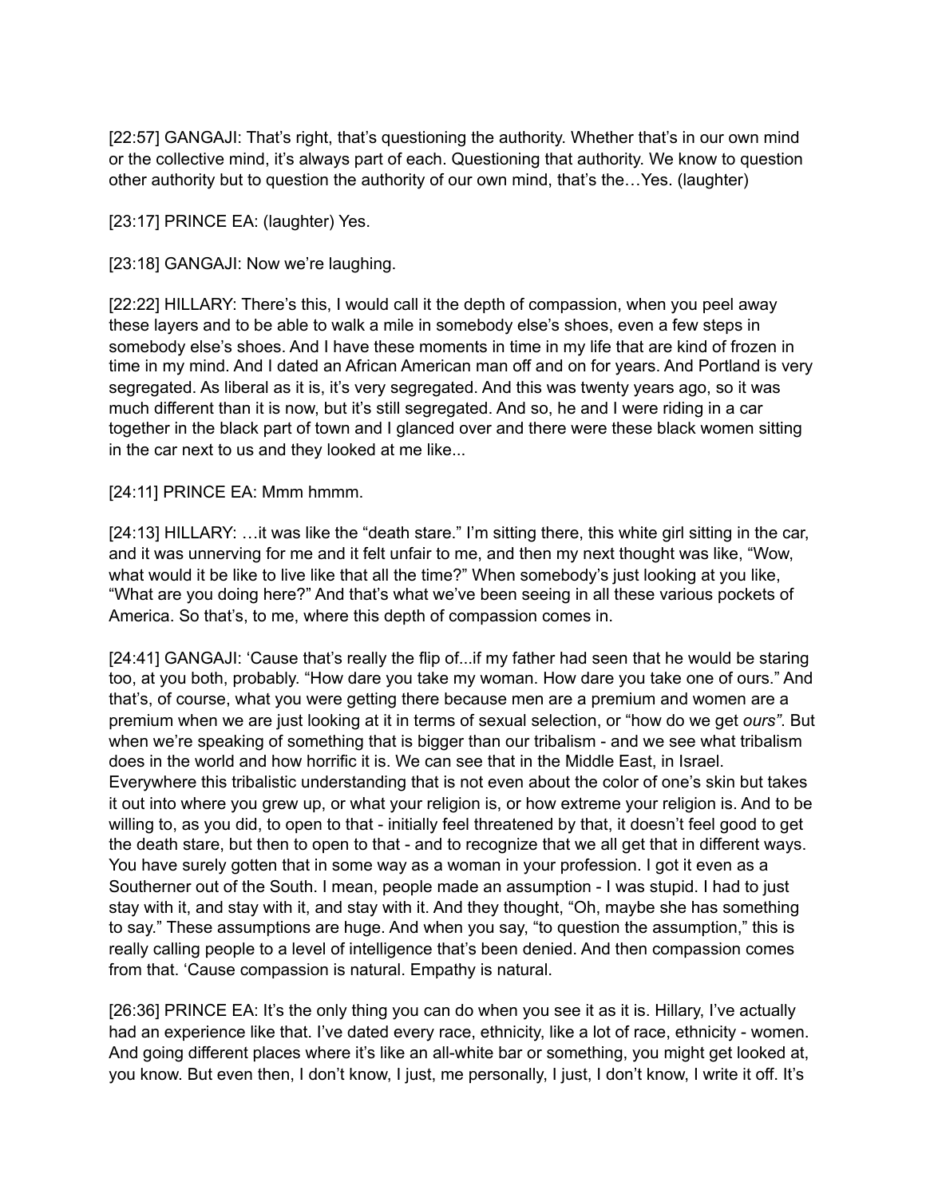[22:57] GANGAJI: That's right, that's questioning the authority. Whether that's in our own mind or the collective mind, it's always part of each. Questioning that authority. We know to question other authority but to question the authority of our own mind, that's the…Yes. (laughter)

[23:17] PRINCE EA: (laughter) Yes.

[23:18] GANGAJI: Now we're laughing.

[22:22] HILLARY: There's this, I would call it the depth of compassion, when you peel away these layers and to be able to walk a mile in somebody else's shoes, even a few steps in somebody else's shoes. And I have these moments in time in my life that are kind of frozen in time in my mind. And I dated an African American man off and on for years. And Portland is very segregated. As liberal as it is, it's very segregated. And this was twenty years ago, so it was much different than it is now, but it's still segregated. And so, he and I were riding in a car together in the black part of town and I glanced over and there were these black women sitting in the car next to us and they looked at me like...

[24:11] PRINCE EA: Mmm hmmm.

[24:13] HILLARY: …it was like the "death stare." I'm sitting there, this white girl sitting in the car, and it was unnerving for me and it felt unfair to me, and then my next thought was like, "Wow, what would it be like to live like that all the time?" When somebody's just looking at you like, "What are you doing here?" And that's what we've been seeing in all these various pockets of America. So that's, to me, where this depth of compassion comes in.

[24:41] GANGAJI: 'Cause that's really the flip of...if my father had seen that he would be staring too, at you both, probably. "How dare you take my woman. How dare you take one of ours." And that's, of course, what you were getting there because men are a premium and women are a premium when we are just looking at it in terms of sexual selection, or "how do we get *ours*". But when we're speaking of something that is bigger than our tribalism - and we see what tribalism does in the world and how horrific it is. We can see that in the Middle East, in Israel. Everywhere this tribalistic understanding that is not even about the color of one's skin but takes it out into where you grew up, or what your religion is, or how extreme your religion is. And to be willing to, as you did, to open to that - initially feel threatened by that, it doesn't feel good to get the death stare, but then to open to that - and to recognize that we all get that in different ways. You have surely gotten that in some way as a woman in your profession. I got it even as a Southerner out of the South. I mean, people made an assumption - I was stupid. I had to just stay with it, and stay with it, and stay with it. And they thought, "Oh, maybe she has something to say." These assumptions are huge. And when you say, "to question the assumption," this is really calling people to a level of intelligence that's been denied. And then compassion comes from that. 'Cause compassion is natural. Empathy is natural.

[26:36] PRINCE EA: It's the only thing you can do when you see it as it is. Hillary, I've actually had an experience like that. I've dated every race, ethnicity, like a lot of race, ethnicity - women. And going different places where it's like an all-white bar or something, you might get looked at, you know. But even then, I don't know, I just, me personally, I just, I don't know, I write it off. It's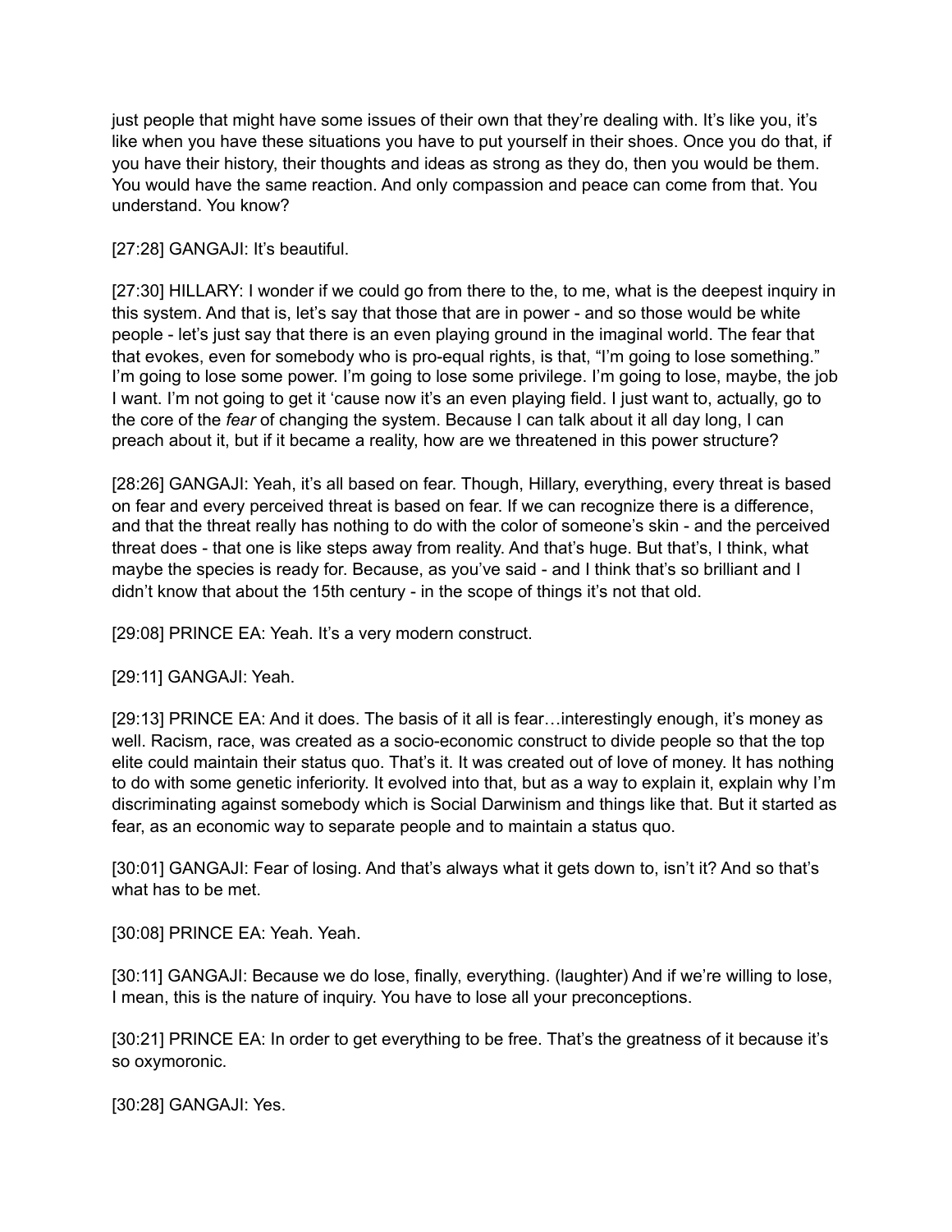just people that might have some issues of their own that they're dealing with. It's like you, it's like when you have these situations you have to put yourself in their shoes. Once you do that, if you have their history, their thoughts and ideas as strong as they do, then you would be them. You would have the same reaction. And only compassion and peace can come from that. You understand. You know?

[27:28] GANGAJI: It's beautiful.

[27:30] HILLARY: I wonder if we could go from there to the, to me, what is the deepest inquiry in this system. And that is, let's say that those that are in power - and so those would be white people - let's just say that there is an even playing ground in the imaginal world. The fear that that evokes, even for somebody who is pro-equal rights, is that, "I'm going to lose something." I'm going to lose some power. I'm going to lose some privilege. I'm going to lose, maybe, the job I want. I'm not going to get it 'cause now it's an even playing field. I just want to, actually, go to the core of the *fear* of changing the system. Because I can talk about it all day long, I can preach about it, but if it became a reality, how are we threatened in this power structure?

[28:26] GANGAJI: Yeah, it's all based on fear. Though, Hillary, everything, every threat is based on fear and every perceived threat is based on fear. If we can recognize there is a difference, and that the threat really has nothing to do with the color of someone's skin - and the perceived threat does - that one is like steps away from reality. And that's huge. But that's, I think, what maybe the species is ready for. Because, as you've said - and I think that's so brilliant and I didn't know that about the 15th century - in the scope of things it's not that old.

[29:08] PRINCE EA: Yeah. It's a very modern construct.

[29:11] GANGAJI: Yeah.

[29:13] PRINCE EA: And it does. The basis of it all is fear…interestingly enough, it's money as well. Racism, race, was created as a socio-economic construct to divide people so that the top elite could maintain their status quo. That's it. It was created out of love of money. It has nothing to do with some genetic inferiority. It evolved into that, but as a way to explain it, explain why I'm discriminating against somebody which is Social Darwinism and things like that. But it started as fear, as an economic way to separate people and to maintain a status quo.

[30:01] GANGAJI: Fear of losing. And that's always what it gets down to, isn't it? And so that's what has to be met.

[30:08] PRINCE EA: Yeah. Yeah.

[30:11] GANGAJI: Because we do lose, finally, everything. (laughter) And if we're willing to lose, I mean, this is the nature of inquiry. You have to lose all your preconceptions.

[30:21] PRINCE EA: In order to get everything to be free. That's the greatness of it because it's so oxymoronic.

[30:28] GANGAJI: Yes.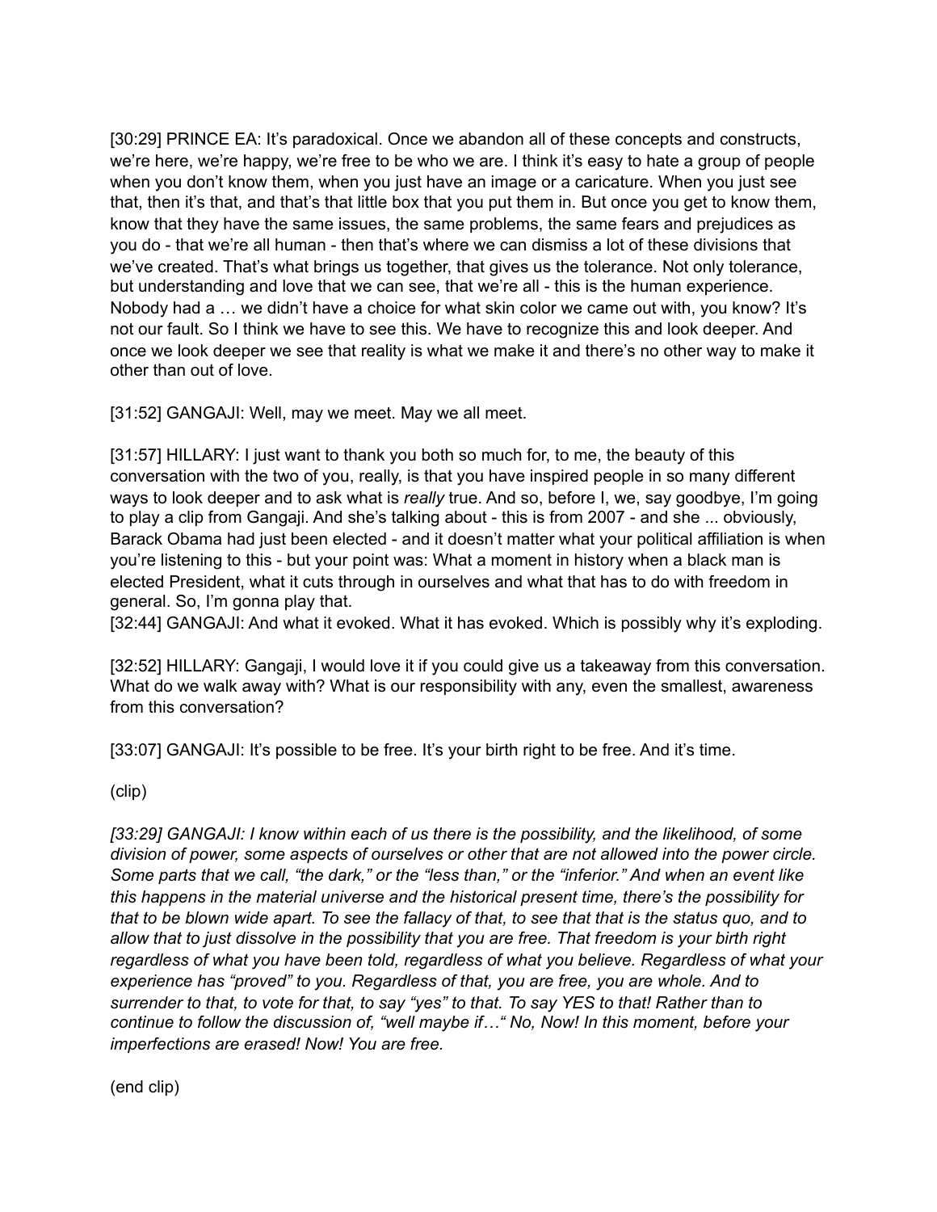[30:29] PRINCE EA: It's paradoxical. Once we abandon all of these concepts and constructs, we're here, we're happy, we're free to be who we are. I think it's easy to hate a group of people when you don't know them, when you just have an image or a caricature. When you just see that, then it's that, and that's that little box that you put them in. But once you get to know them, know that they have the same issues, the same problems, the same fears and prejudices as you do - that we're all human - then that's where we can dismiss a lot of these divisions that we've created. That's what brings us together, that gives us the tolerance. Not only tolerance, but understanding and love that we can see, that we're all - this is the human experience. Nobody had a … we didn't have a choice for what skin color we came out with, you know? It's not our fault. So I think we have to see this. We have to recognize this and look deeper. And once we look deeper we see that reality is what we make it and there's no other way to make it other than out of love.

[31:52] GANGAJI: Well, may we meet. May we all meet.

[31:57] HILLARY: I just want to thank you both so much for, to me, the beauty of this conversation with the two of you, really, is that you have inspired people in so many different ways to look deeper and to ask what is *really* true. And so, before I, we, say goodbye, I'm going to play a clip from Gangaji. And she's talking about - this is from 2007 - and she ... obviously, Barack Obama had just been elected - and it doesn't matter what your political affiliation is when you're listening to this - but your point was: What a moment in history when a black man is elected President, what it cuts through in ourselves and what that has to do with freedom in general. So, I'm gonna play that.

[32:44] GANGAJI: And what it evoked. What it has evoked. Which is possibly why it's exploding.

[32:52] HILLARY: Gangaji, I would love it if you could give us a takeaway from this conversation. What do we walk away with? What is our responsibility with any, even the smallest, awareness from this conversation?

[33:07] GANGAJI: It's possible to be free. It's your birth right to be free. And it's time.

(clip)

*[33:29] GANGAJI: I know within each of us there is the possibility, and the likelihood, of some division of power, some aspects of ourselves or other that are not allowed into the power circle. Some parts that we call, "the dark," or the "less than," or the "inferior." And when an event like this happens in the material universe and the historical present time, there's the possibility for that to be blown wide apart. To see the fallacy of that, to see that that is the status quo, and to allow that to just dissolve in the possibility that you are free. That freedom is your birth right regardless of what you have been told, regardless of what you believe. Regardless of what your experience has "proved" to you. Regardless of that, you are free, you are whole. And to surrender to that, to vote for that, to say "yes" to that. To say YES to that! Rather than to continue to follow the discussion of, "well maybe if…" No, Now! In this moment, before your imperfections are erased! Now! You are free.*

(end clip)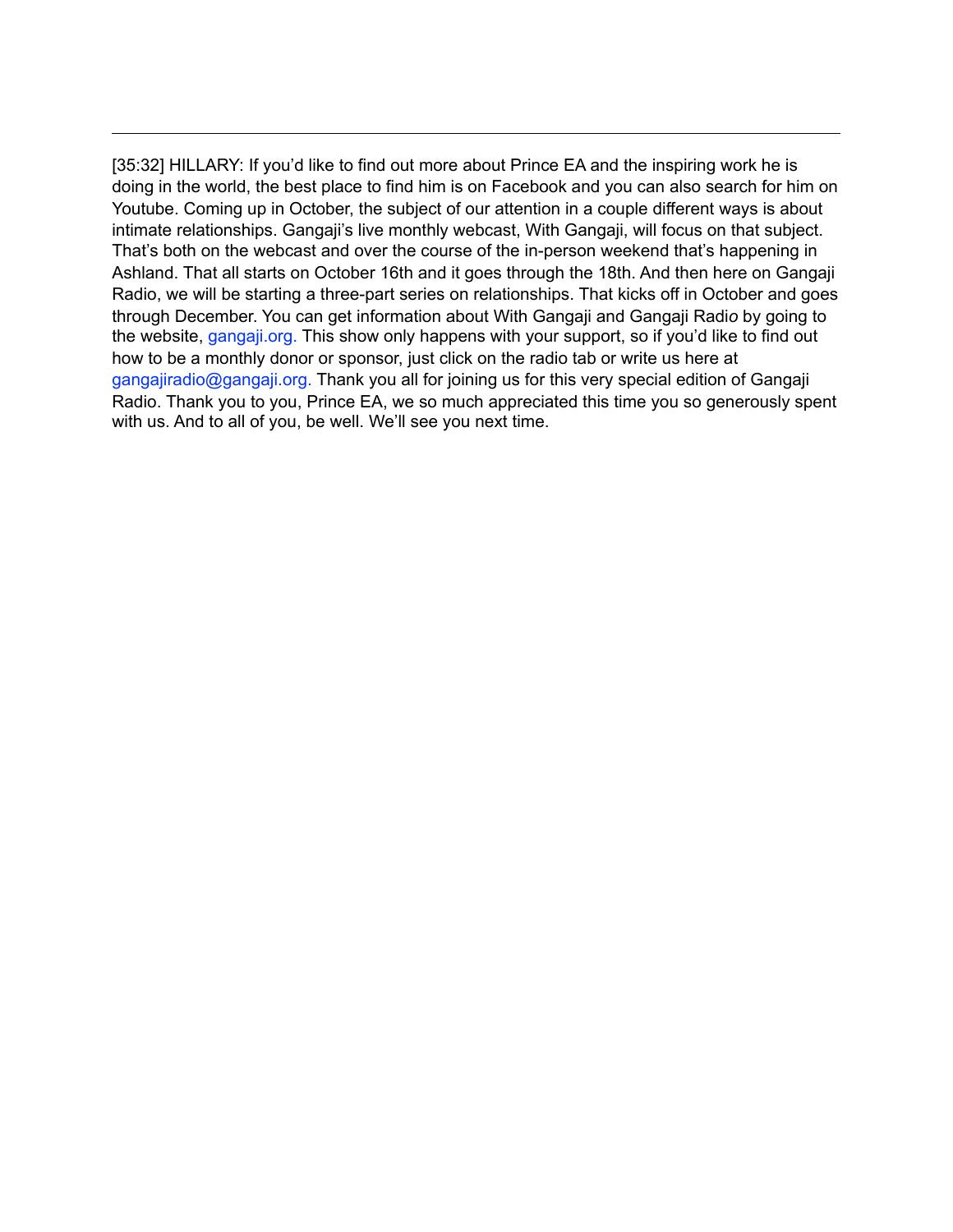[35:32] HILLARY: If you'd like to find out more about Prince EA and the inspiring work he is doing in the world, the best place to find him is on Facebook and you can also search for him on Youtube. Coming up in October, the subject of our attention in a couple different ways is about intimate relationships. Gangaji's live monthly webcast, With Gangaji, will focus on that subject. That's both on the webcast and over the course of the in-person weekend that's happening in Ashland. That all starts on October 16th and it goes through the 18th. And then here on Gangaji Radio, we will be starting a three-part series on relationships. That kicks off in October and goes through December. You can get information about With Gangaji and Gangaji Radio by going to the website, gangaji.org. This show only happens with your support, so if you'd like to find out how to be a monthly donor or sponsor, just click on the radio tab or write us here at gangajiradio@gangaji.org. Thank you all for joining us for this very special edition of Gangaji Radio. Thank you to you, Prince EA, we so much appreciated this time you so generously spent with us. And to all of you, be well. We'll see you next time.